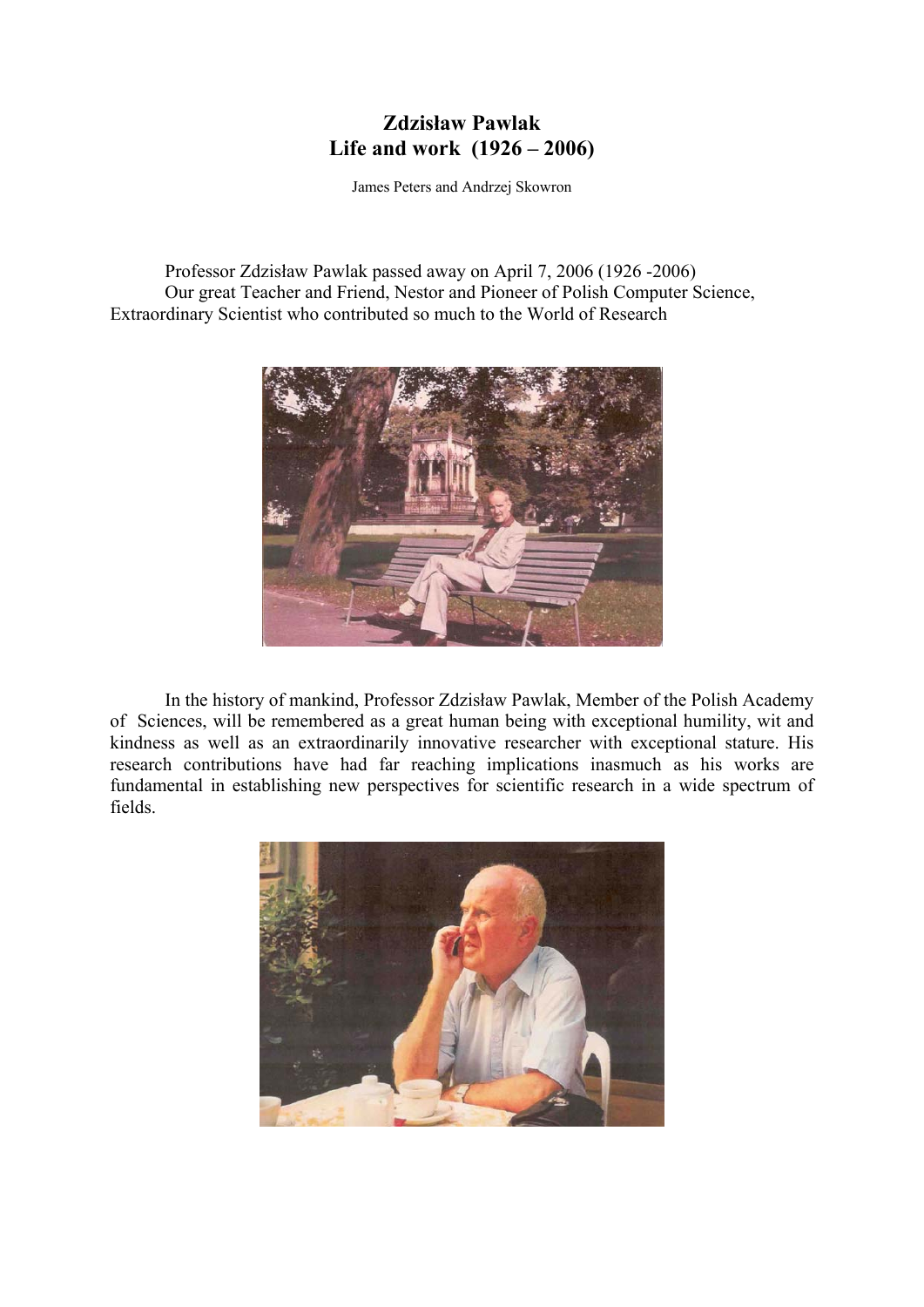# Zdzisław Pawlak
# Life and work (1926 – 2006)

James Peters and Andrzej Skowron

Professor Zdzisław Pawlak passed away on April 7, 2006 (1926 -2006)
Our great Teacher and Friend, Nestor and Pioneer of Polish Computer Science, Extraordinary Scientist who contributed so much to the World of Research

In the history of mankind, Professor Zdzisław Pawlak, Member of the Polish Academy of Sciences, will be remembered as a great human being with exceptional humility, wit and kindness as well as an extraordinarily innovative researcher with exceptional stature. His research contributions have had far reaching implications inasmuch as his works are fundamental in establishing new perspectives for scientific research in a wide spectrum of fields.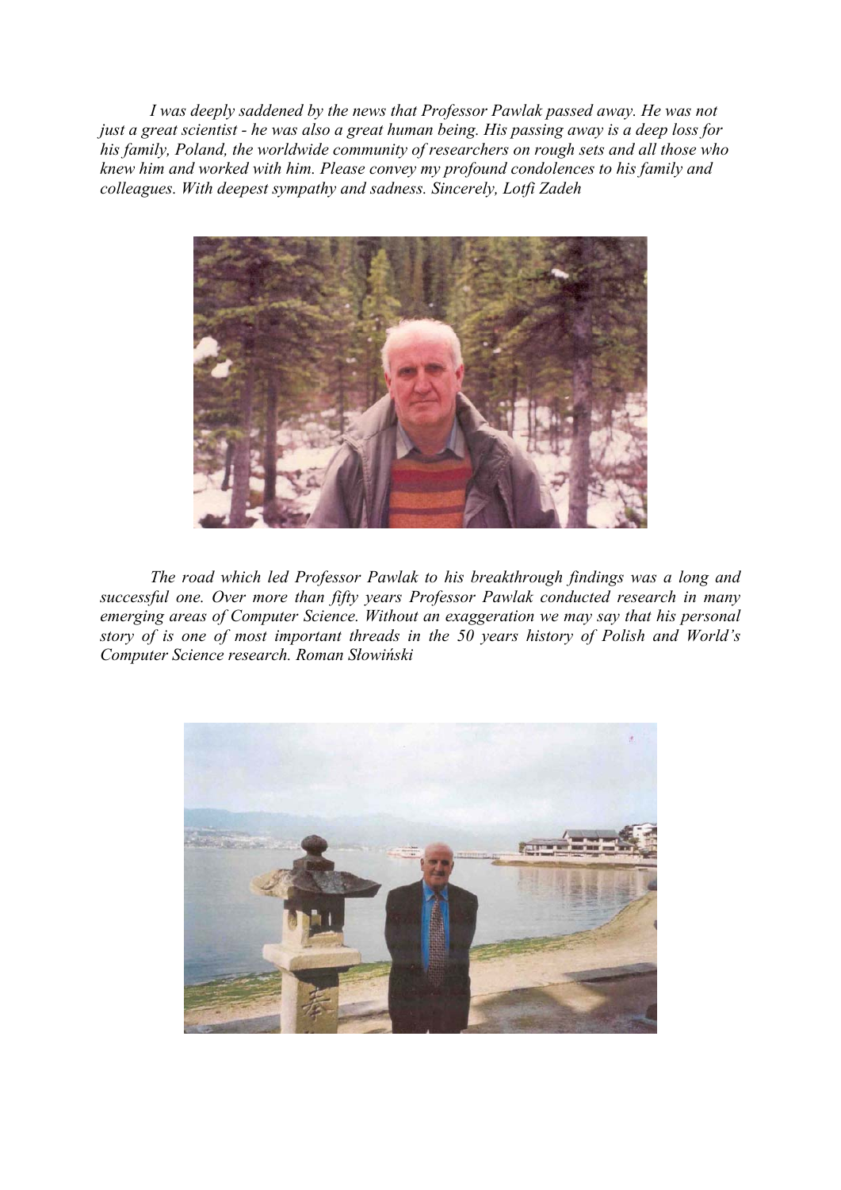*I was deeply saddened by the news that Professor Pawlak passed away. He was not just a great scientist - he was also a great human being. His passing away is a deep loss for his family, Poland, the worldwide community of researchers on rough sets and all those who knew him and worked with him. Please convey my profound condolences to his family and colleagues. With deepest sympathy and sadness. Sincerely, Lotfi Zadeh*

*The road which led Professor Pawlak to his breakthrough findings was a long and successful one. Over more than fifty years Professor Pawlak conducted research in many emerging areas of Computer Science. Without an exaggeration we may say that his personal story of is one of most important threads in the 50 years history of Polish and World's Computer Science research. Roman Słowiński*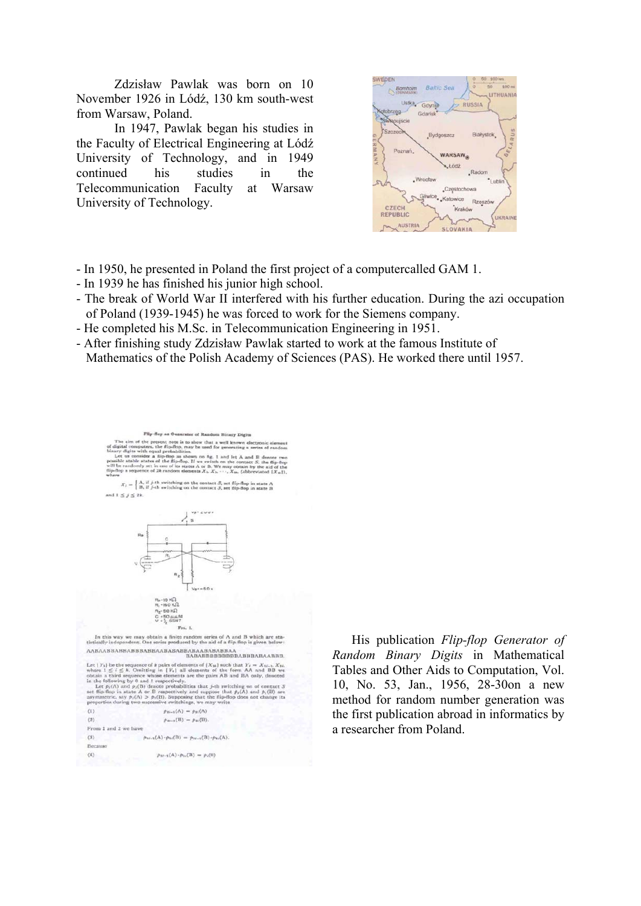Zdzisław Pawlak was born on 10 November 1926 in Łódź, 130 km south-west from Warsaw, Poland.

In 1947, Pawlak began his studies in the Faculty of Electrical Engineering at Łódź University of Technology, and in 1949 continued his studies in the Telecommunication Faculty at Warsaw University of Technology.

- In 1950, he presented in Poland the first project of a computercalled GAM 1.
- In 1939 he has finished his junior high school.
- The break of World War II interfered with his further education. During the azi occupation of Poland (1939-1945) he was forced to work for the Siemens company.
- He completed his M.Sc. in Telecommunication Engineering in 1951.
- After finishing study Zdzisław Pawlak started to work at the famous Institute of Mathematics of the Polish Academy of Sciences (PAS). He worked there until 1957.

His publication *Flip-flop Generator of Random Binary Digits* in Mathematical Tables and Other Aids to Computation, Vol. 10, No. 53, Jan., 1956, 28-30on a new method for random number generation was the first publication abroad in informatics by a researcher from Poland.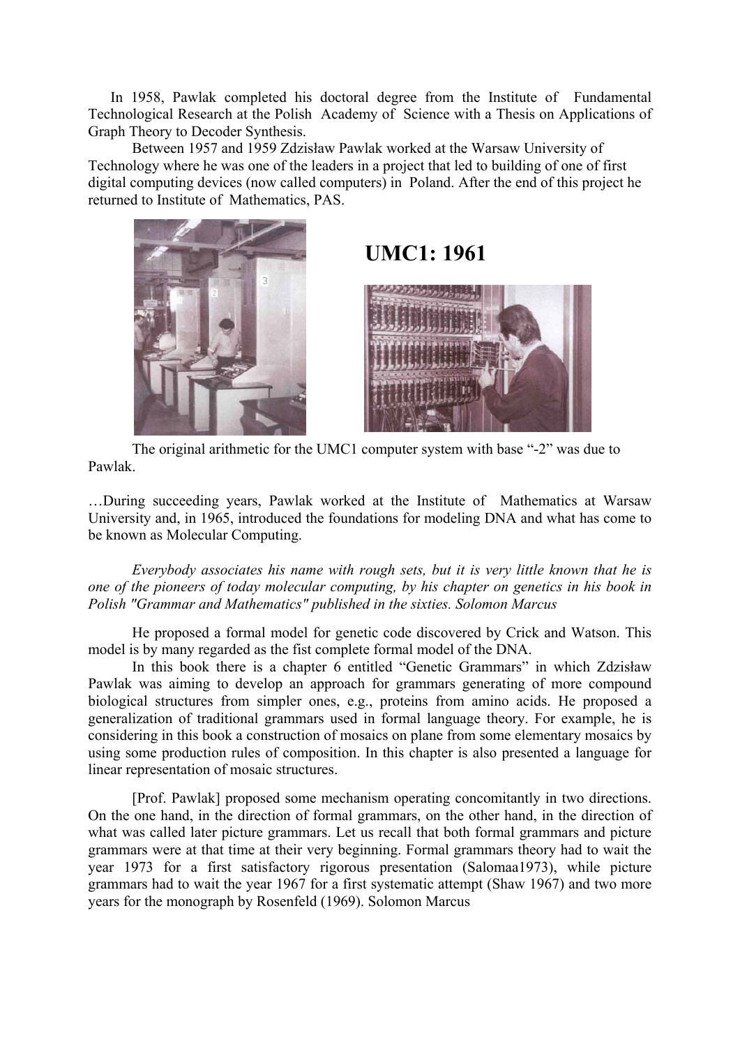In 1958, Pawlak completed his doctoral degree from the Institute of Fundamental Technological Research at the Polish Academy of Science with a Thesis on Applications of Graph Theory to Decoder Synthesis.

Between 1957 and 1959 Zdzisław Pawlak worked at the Warsaw University of Technology where he was one of the leaders in a project that led to building of one of first digital computing devices (now called computers) in Poland. After the end of this project he returned to Institute of Mathematics, PAS.

**UMC1: 1961**

The original arithmetic for the UMC1 computer system with base "-2" was due to Pawlak.

…During succeeding years, Pawlak worked at the Institute of Mathematics at Warsaw University and, in 1965, introduced the foundations for modeling DNA and what has come to be known as Molecular Computing.

*Everybody associates his name with rough sets, but it is very little known that he is one of the pioneers of today molecular computing, by his chapter on genetics in his book in Polish "Grammar and Mathematics" published in the sixties. Solomon Marcus*

He proposed a formal model for genetic code discovered by Crick and Watson. This model is by many regarded as the fist complete formal model of the DNA.

In this book there is a chapter 6 entitled "Genetic Grammars" in which Zdzisław Pawlak was aiming to develop an approach for grammars generating of more compound biological structures from simpler ones, e.g., proteins from amino acids. He proposed a generalization of traditional grammars used in formal language theory. For example, he is considering in this book a construction of mosaics on plane from some elementary mosaics by using some production rules of composition. In this chapter is also presented a language for linear representation of mosaic structures.

[Prof. Pawlak] proposed some mechanism operating concomitantly in two directions. On the one hand, in the direction of formal grammars, on the other hand, in the direction of what was called later picture grammars. Let us recall that both formal grammars and picture grammars were at that time at their very beginning. Formal grammars theory had to wait the year 1973 for a first satisfactory rigorous presentation (Salomaa1973), while picture grammars had to wait the year 1967 for a first systematic attempt (Shaw 1967) and two more years for the monograph by Rosenfeld (1969). Solomon Marcus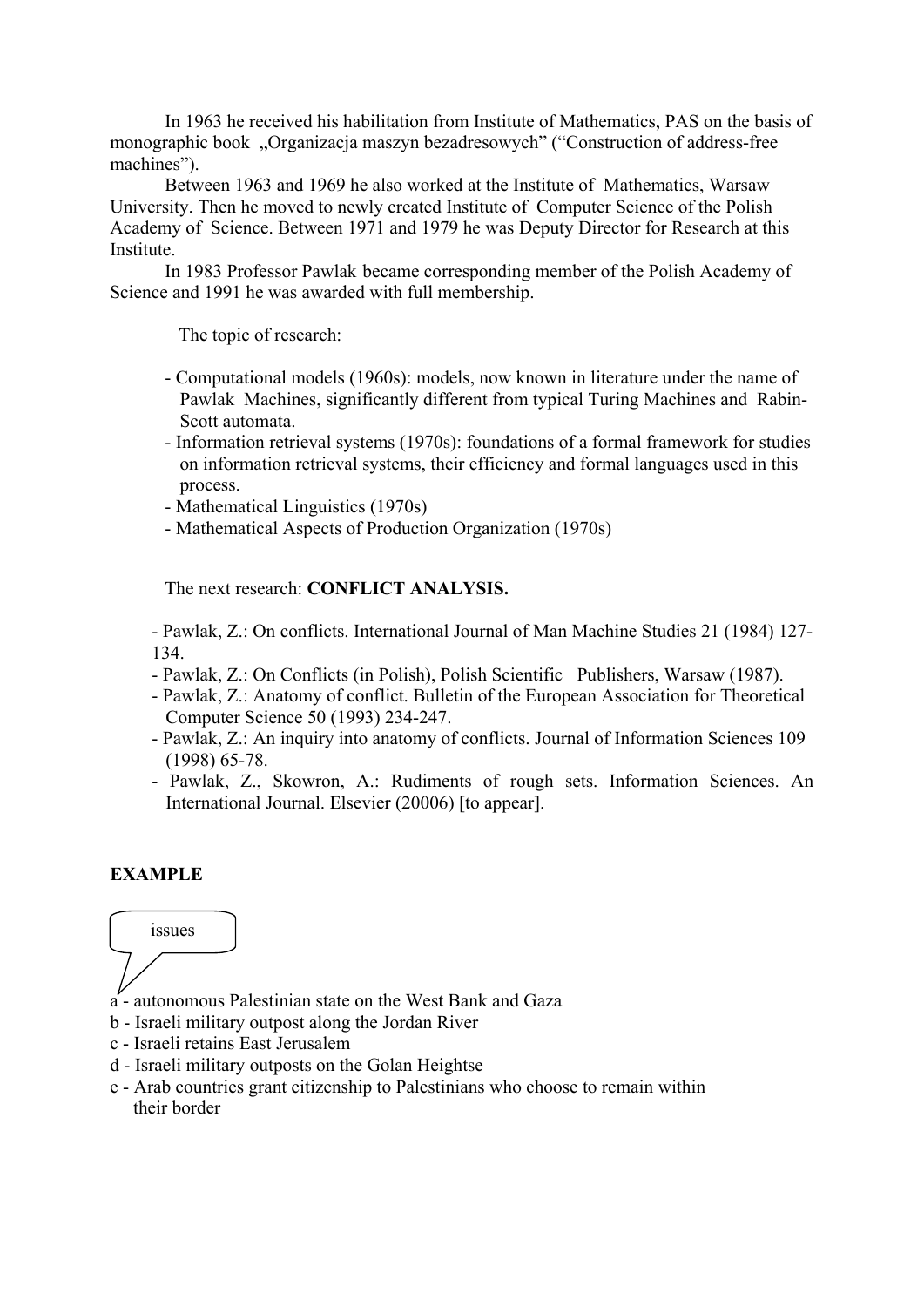In 1963 he received his habilitation from Institute of Mathematics, PAS on the basis of monographic book „Organizacja maszyn bezadresowych" ("Construction of address-free machines").

Between 1963 and 1969 he also worked at the Institute of Mathematics, Warsaw University. Then he moved to newly created Institute of Computer Science of the Polish Academy of Science. Between 1971 and 1979 he was Deputy Director for Research at this Institute.

In 1983 Professor Pawlak became corresponding member of the Polish Academy of Science and 1991 he was awarded with full membership.

The topic of research:

- Computational models (1960s): models, now known in literature under the name of Pawlak Machines, significantly different from typical Turing Machines and Rabin-Scott automata.
- Information retrieval systems (1970s): foundations of a formal framework for studies on information retrieval systems, their efficiency and formal languages used in this process.
- Mathematical Linguistics (1970s)
- Mathematical Aspects of Production Organization (1970s)

The next research: **CONFLICT ANALYSIS.**

- Pawlak, Z.: On conflicts. International Journal of Man Machine Studies 21 (1984) 127-134.
- Pawlak, Z.: On Conflicts (in Polish), Polish Scientific Publishers, Warsaw (1987).
- Pawlak, Z.: Anatomy of conflict. Bulletin of the European Association for Theoretical Computer Science 50 (1993) 234-247.
- Pawlak, Z.: An inquiry into anatomy of conflicts. Journal of Information Sciences 109 (1998) 65-78.
- Pawlak, Z., Skowron, A.: Rudiments of rough sets. Information Sciences. An International Journal. Elsevier (20006) [to appear].

**EXAMPLE**

issues

a - autonomous Palestinian state on the West Bank and Gaza
b - Israeli military outpost along the Jordan River
c - Israeli retains East Jerusalem
d - Israeli military outposts on the Golan Heightse
e - Arab countries grant citizenship to Palestinians who choose to remain within their border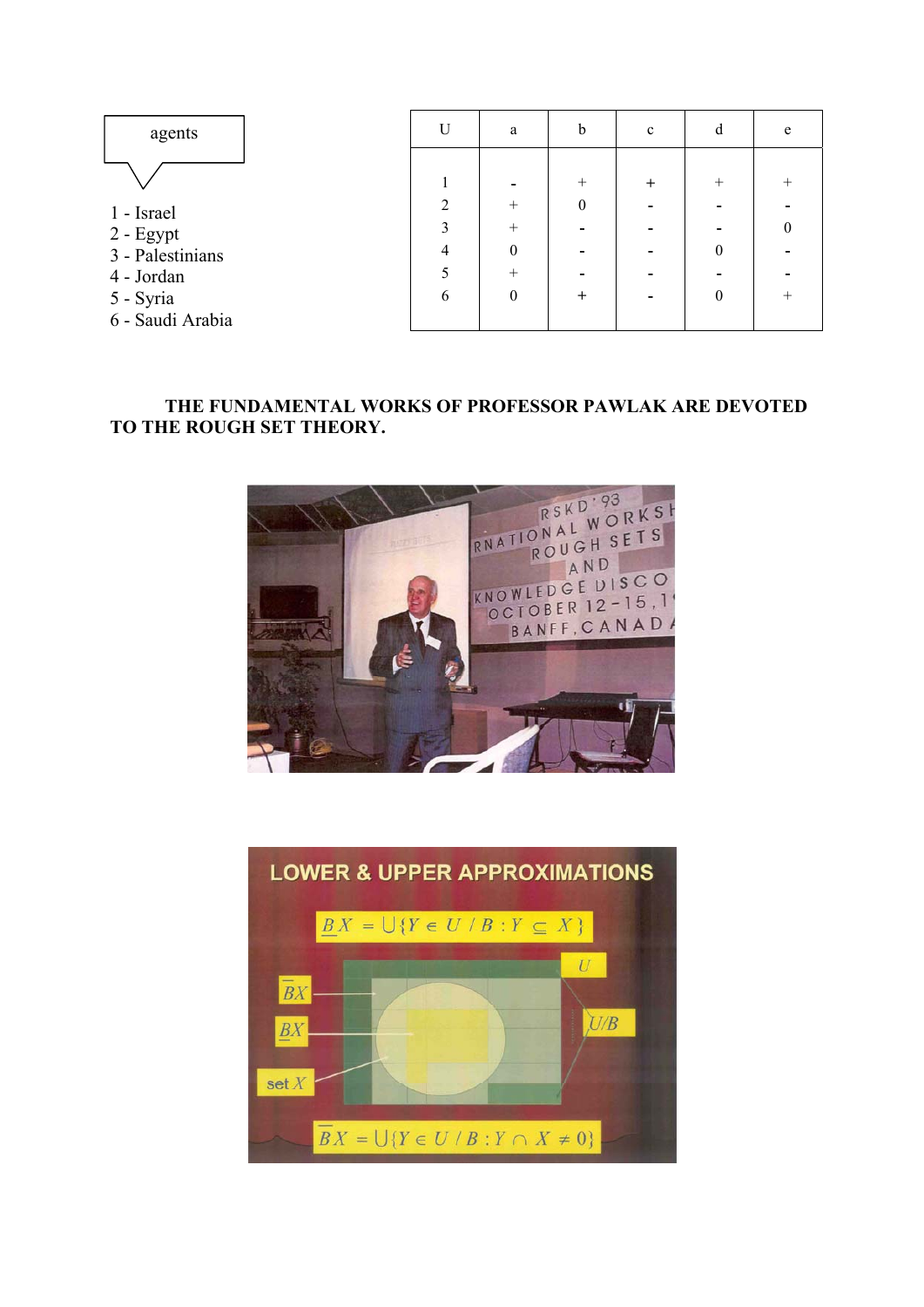agents

1 - Israel
2 - Egypt
3 - Palestinians
4 - Jordan
5 - Syria
6 - Saudi Arabia

| U | a | b | c | d | e |
|---|---|---|---|---|---|
| 1 | - | + | + | + | + |
| 2 | + | 0 | - | - | - |
| 3 | + | - | - | - | 0 |
| 4 | 0 | - | - | 0 | - |
| 5 | + | - | - | - | - |
| 6 | 0 | + | - | 0 | + |

**THE FUNDAMENTAL WORKS OF PROFESSOR PAWLAK ARE DEVOTED TO THE ROUGH SET THEORY.**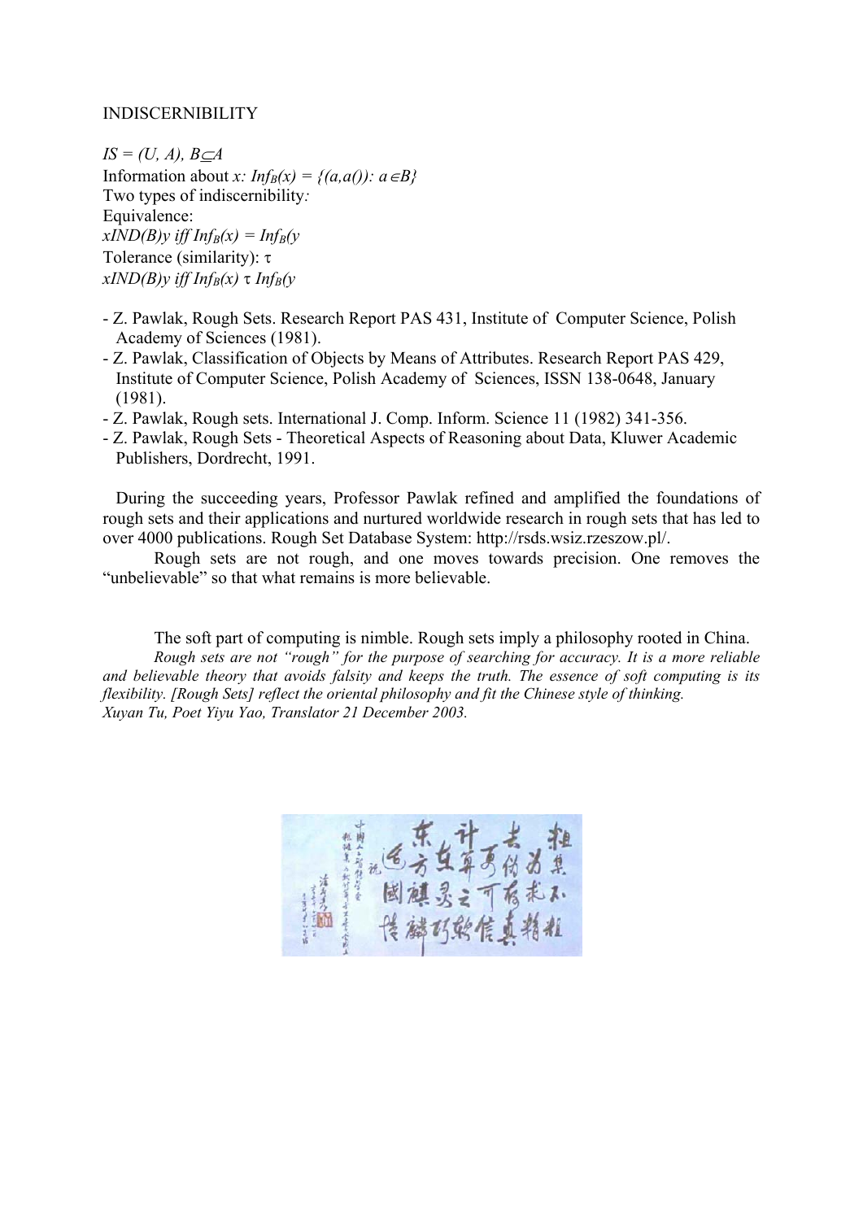INDISCERNIBILITY

$IS = (U, A), B \subseteq A$

Information about $x$: $Inf_B(x) = \{(a,a()): a \in B\}$

Two types of indiscernibility:

Equivalence:

$xIND(B)y$ iff $Inf_B(x) = Inf_B(y$

Tolerance (similarity): $\tau$

$xIND(B)y$ iff $Inf_B(x)\ \tau\ Inf_B(y$

- Z. Pawlak, Rough Sets. Research Report PAS 431, Institute of Computer Science, Polish Academy of Sciences (1981).
- Z. Pawlak, Classification of Objects by Means of Attributes. Research Report PAS 429, Institute of Computer Science, Polish Academy of Sciences, ISSN 138-0648, January (1981).
- Z. Pawlak, Rough sets. International J. Comp. Inform. Science 11 (1982) 341-356.
- Z. Pawlak, Rough Sets - Theoretical Aspects of Reasoning about Data, Kluwer Academic Publishers, Dordrecht, 1991.

During the succeeding years, Professor Pawlak refined and amplified the foundations of rough sets and their applications and nurtured worldwide research in rough sets that has led to over 4000 publications. Rough Set Database System: http://rsds.wsiz.rzeszow.pl/.

Rough sets are not rough, and one moves towards precision. One removes the "unbelievable" so that what remains is more believable.

The soft part of computing is nimble. Rough sets imply a philosophy rooted in China.

*Rough sets are not "rough" for the purpose of searching for accuracy. It is a more reliable and believable theory that avoids falsity and keeps the truth. The essence of soft computing is its flexibility. [Rough Sets] reflect the oriental philosophy and fit the Chinese style of thinking.*
*Xuyan Tu, Poet Yiyu Yao, Translator 21 December 2003.*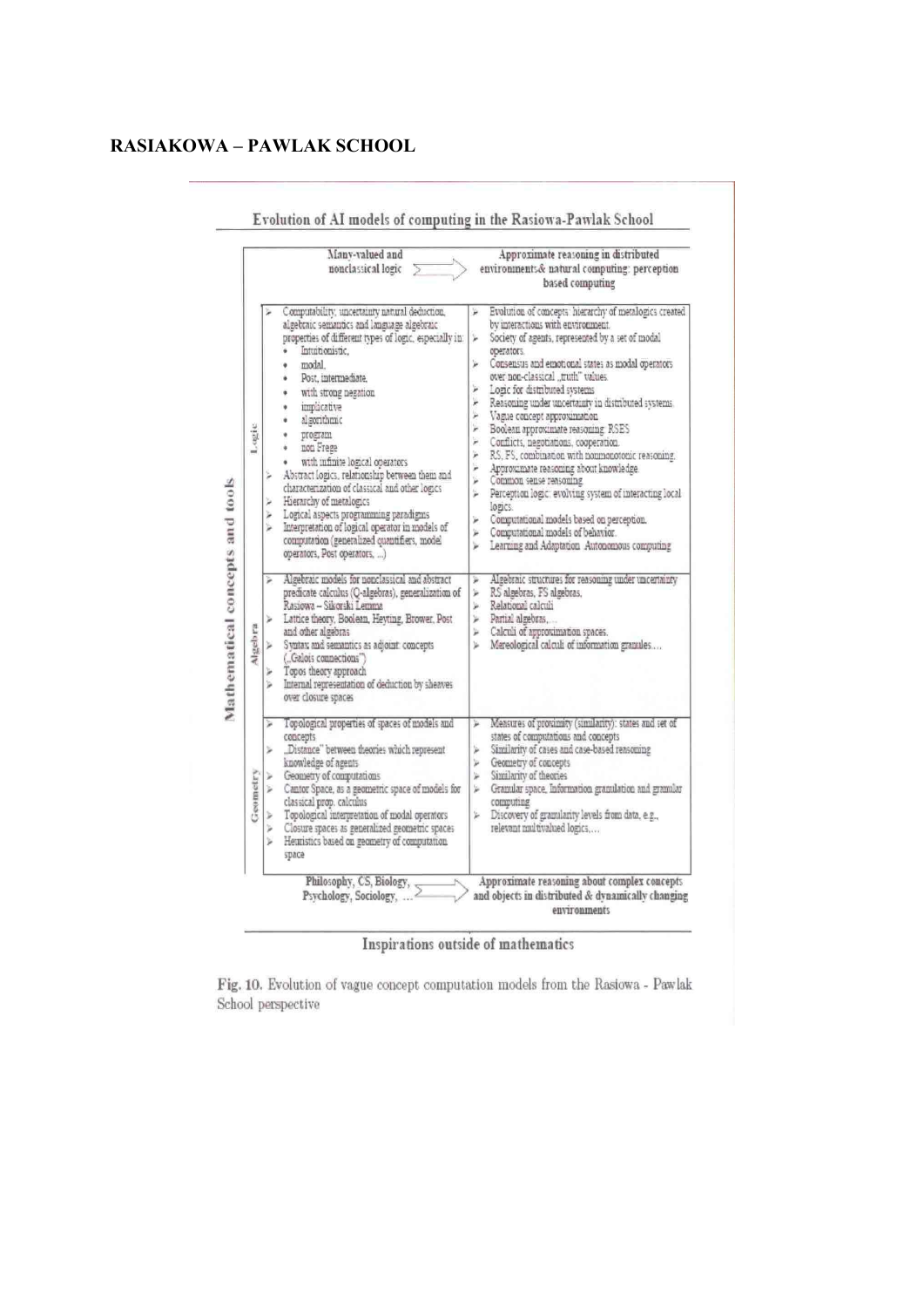## RASIAKOWA – PAWLAK SCHOOL

**Evolution of AI models of computing in the Rasiowa-Pawlak School**

| Mathematical concepts and tools | Many-valued and nonclassical logic ⟹ | Approximate reasoning in distributed environments& natural computing: perception based computing |
|---|---|---|
| Logic | ➢ Computability, uncertainty natural deduction, algebraic semantics and language algebraic properties of different types of logic, especially in:<br>• Intuitionistic,<br>• modal,<br>• Post, intermediate,<br>• with strong negation<br>• implicative<br>• algorithmic<br>• program<br>• non Frege<br>• with infinite logical operators<br>➢ Abstract logics, relationship between them and characterization of classical and other logics<br>➢ Hierarchy of metalogics<br>➢ Logical aspects programming paradigms<br>➢ Interpretation of logical operator in models of computation (generalized quantifiers, model operators, Post operators, ...) | ➢ Evolution of concepts: hierarchy of metalogics created by interactions with environment.<br>➢ Society of agents, represented by a set of modal operators.<br>➢ Consensus and emotional states as modal operators over non-classical „truth" values.<br>➢ Logic for distributed systems<br>➢ Reasoning under uncertainty in distributed systems.<br>➢ Vague concept approximation.<br>➢ Boolean approximate reasoning: RSES<br>➢ Conflicts, negotiations, cooperation.<br>➢ RS, FS, combination with nonmonotonic reasoning.<br>➢ Approximate reasoning about knowledge.<br>➢ Common sense reasoning<br>➢ Perception logic: evolving system of interacting local logics.<br>➢ Computational models based on perception.<br>➢ Computational models of behavior.<br>➢ Learning and Adaptation. Autonomous computing |
| Algebra | ➢ Algebraic models for nonclassical and abstract predicate calculus (Q-algebras), generalization of Rasiowa – Sikorski Lemma<br>➢ Lattice theory, Boolean, Heyting, Brower, Post and other algebras<br>➢ Syntax and semantics as adjoint concepts („Galois connections")<br>➢ Topos theory approach<br>➢ Internal representation of deduction by sheaves over closure spaces | ➢ Algebraic structures for reasoning under uncertainty<br>➢ RS algebras, FS algebras,<br>➢ Relational calculi<br>➢ Partial algebras,...<br>➢ Calculi of approximation spaces.<br>➢ Mereological calculi of information granules.... |
| Geometry | ➢ Topological properties of spaces of models and concepts<br>➢ „Distance" between theories which represent knowledge of agents<br>➢ Geometry of computations<br>➢ Cantor Space, as a geometric space of models for classical prop. calculus<br>➢ Topological interpretation of modal operators<br>➢ Closure spaces as generalized geometric spaces<br>➢ Heuristics based on geometry of computation space | ➢ Measures of proximity (similarity): states and set of states of computations and concepts<br>➢ Similarity of cases and case-based reasoning<br>➢ Geometry of concepts<br>➢ Similarity of theories<br>➢ Granular space, Information granulation and granular computing<br>➢ Discovery of granularity levels from data, e.g., relevant multivalued logics,... |
| | Philosophy, CS, Biology, Psychology, Sociology, ... ⟹ | Approximate reasoning about complex concepts and objects in distributed & dynamically changing environments |

**Inspirations outside of mathematics**

Fig. 10. Evolution of vague concept computation models from the Rasiowa - Pawlak School perspective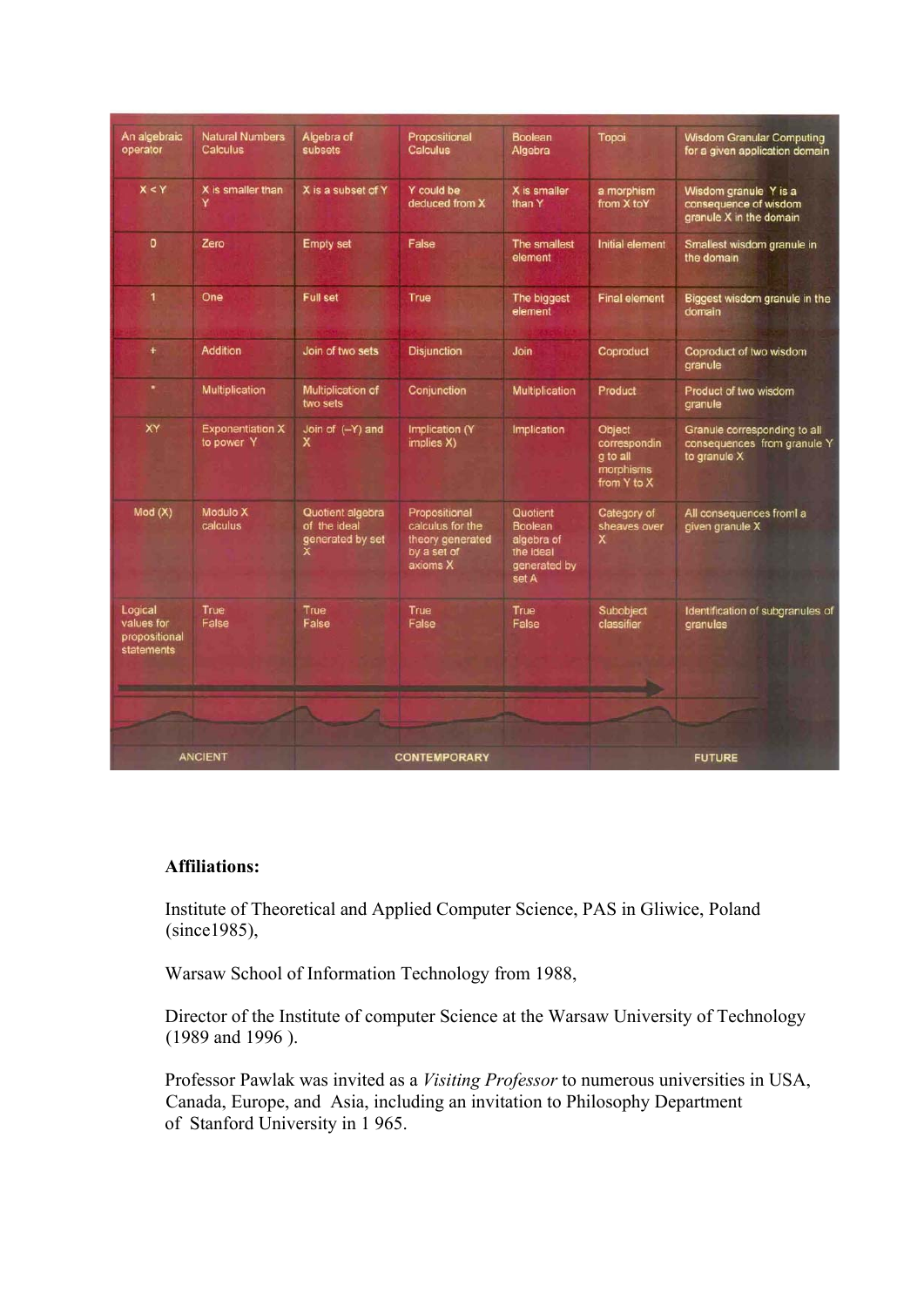| An algebraic operator | Natural Numbers Calculus | Algebra of subsets | Propositional Calculus | Boolean Algebra | Topoi | Wisdom Granular Computing for a given application domain |
|---|---|---|---|---|---|---|
| X < Y | X is smaller than Y | X is a subset of Y | Y could be deduced from X | X is smaller than Y | a morphism from X toY | Wisdom granule Y is a consequence of wisdom granule X in the domain |
| 0 | Zero | Empty set | False | The smallest element | Initial element | Smallest wisdom granule in the domain |
| 1 | One | Full set | True | The biggest element | Final element | Biggest wisdom granule in the domain |
| + | Addition | Join of two sets | Disjunction | Join | Coproduct | Coproduct of two wisdom granule |
| * | Multiplication | Multiplication of two sets | Conjunction | Multiplication | Product | Product of two wisdom granule |
| XY | Exponentiation X to power Y | Join of (–Y) and X | Implication (Y implies X) | Implication | Object correspondin g to all morphisms from Y to X | Granule corresponding to all consequences from granule Y to granule X |
| Mod (X) | Modulo X calculus | Quotient algebra of the ideal generated by set X | Propositional calculus for the theory generated by a set of axioms X | Quotient Boolean algebra of the ideal generated by set A | Category of sheaves over X | All consequences froml a given granule X |
| Logical values for propositional statements | True False | True False | True False | True False | Subobject classifier | Identification of subgranules of granules |
| | ANCIENT | | CONTEMPORARY | | | FUTURE |

**Affiliations:**

Institute of Theoretical and Applied Computer Science, PAS in Gliwice, Poland (since1985),

Warsaw School of Information Technology from 1988,

Director of the Institute of computer Science at the Warsaw University of Technology (1989 and 1996 ).

Professor Pawlak was invited as a *Visiting Professor* to numerous universities in USA, Canada, Europe, and Asia, including an invitation to Philosophy Department of Stanford University in 1 965.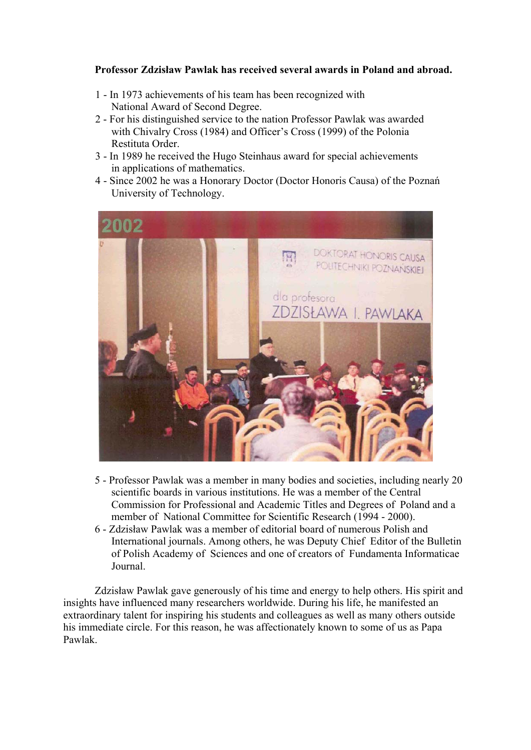**Professor Zdzisław Pawlak has received several awards in Poland and abroad.**

1 - In 1973 achievements of his team has been recognized with National Award of Second Degree.
2 - For his distinguished service to the nation Professor Pawlak was awarded with Chivalry Cross (1984) and Officer's Cross (1999) of the Polonia Restituta Order.
3 - In 1989 he received the Hugo Steinhaus award for special achievements in applications of mathematics.
4 - Since 2002 he was a Honorary Doctor (Doctor Honoris Causa) of the Poznań University of Technology.

5 - Professor Pawlak was a member in many bodies and societies, including nearly 20 scientific boards in various institutions. He was a member of the Central Commission for Professional and Academic Titles and Degrees of Poland and a member of National Committee for Scientific Research (1994 - 2000).
6 - Zdzisław Pawlak was a member of editorial board of numerous Polish and International journals. Among others, he was Deputy Chief Editor of the Bulletin of Polish Academy of Sciences and one of creators of Fundamenta Informaticae Journal.

Zdzisław Pawlak gave generously of his time and energy to help others. His spirit and insights have influenced many researchers worldwide. During his life, he manifested an extraordinary talent for inspiring his students and colleagues as well as many others outside his immediate circle. For this reason, he was affectionately known to some of us as Papa Pawlak.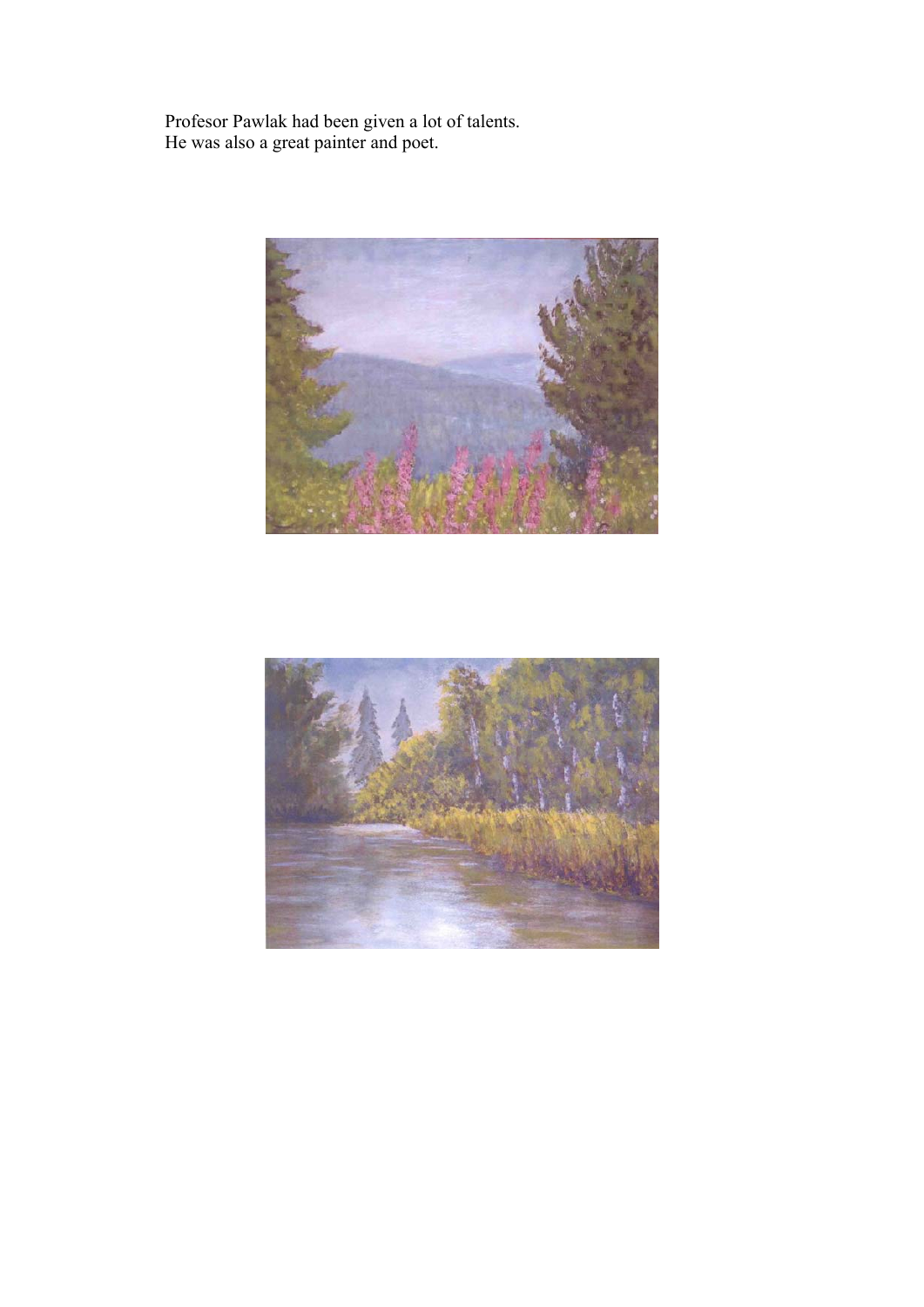Profesor Pawlak had been given a lot of talents.
He was also a great painter and poet.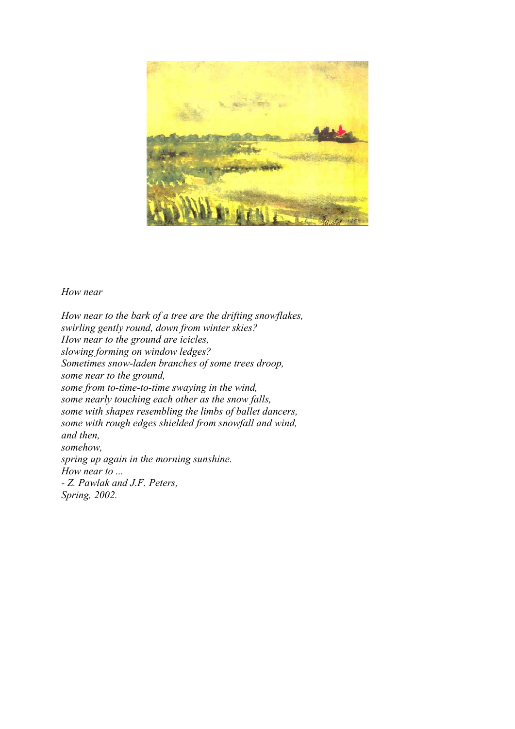*How near*

*How near to the bark of a tree are the drifting snowflakes,*
*swirling gently round, down from winter skies?*
*How near to the ground are icicles,*
*slowing forming on window ledges?*
*Sometimes snow-laden branches of some trees droop,*
*some near to the ground,*
*some from to-time-to-time swaying in the wind,*
*some nearly touching each other as the snow falls,*
*some with shapes resembling the limbs of ballet dancers,*
*some with rough edges shielded from snowfall and wind,*
*and then,*
*somehow,*
*spring up again in the morning sunshine.*
*How near to ...*
*- Z. Pawlak and J.F. Peters,*
*Spring, 2002.*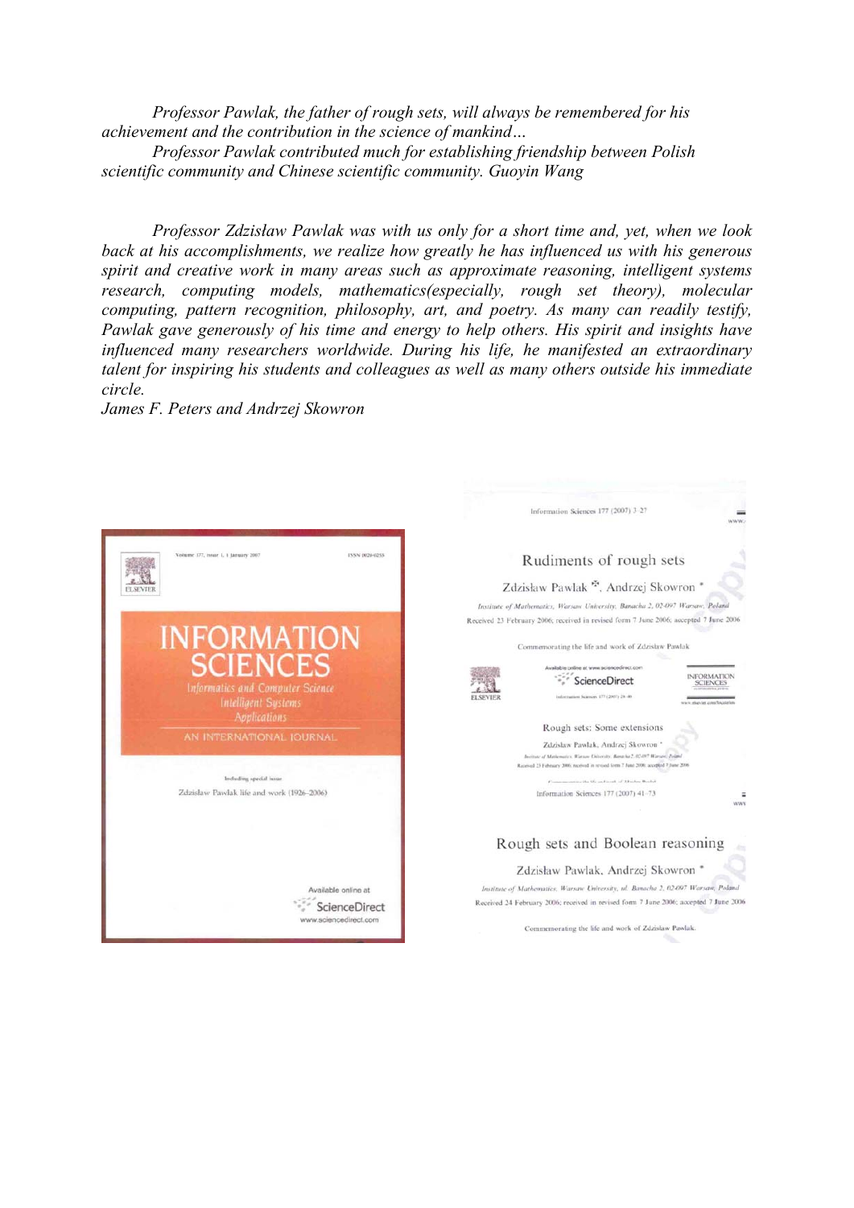*Professor Pawlak, the father of rough sets, will always be remembered for his achievement and the contribution in the science of mankind…*

*Professor Pawlak contributed much for establishing friendship between Polish scientific community and Chinese scientific community. Guoyin Wang*

*Professor Zdzisław Pawlak was with us only for a short time and, yet, when we look back at his accomplishments, we realize how greatly he has influenced us with his generous spirit and creative work in many areas such as approximate reasoning, intelligent systems research, computing models, mathematics(especially, rough set theory), molecular computing, pattern recognition, philosophy, art, and poetry. As many can readily testify, Pawlak gave generously of his time and energy to help others. His spirit and insights have influenced many researchers worldwide. During his life, he manifested an extraordinary talent for inspiring his students and colleagues as well as many others outside his immediate circle.*

*James F. Peters and Andrzej Skowron*